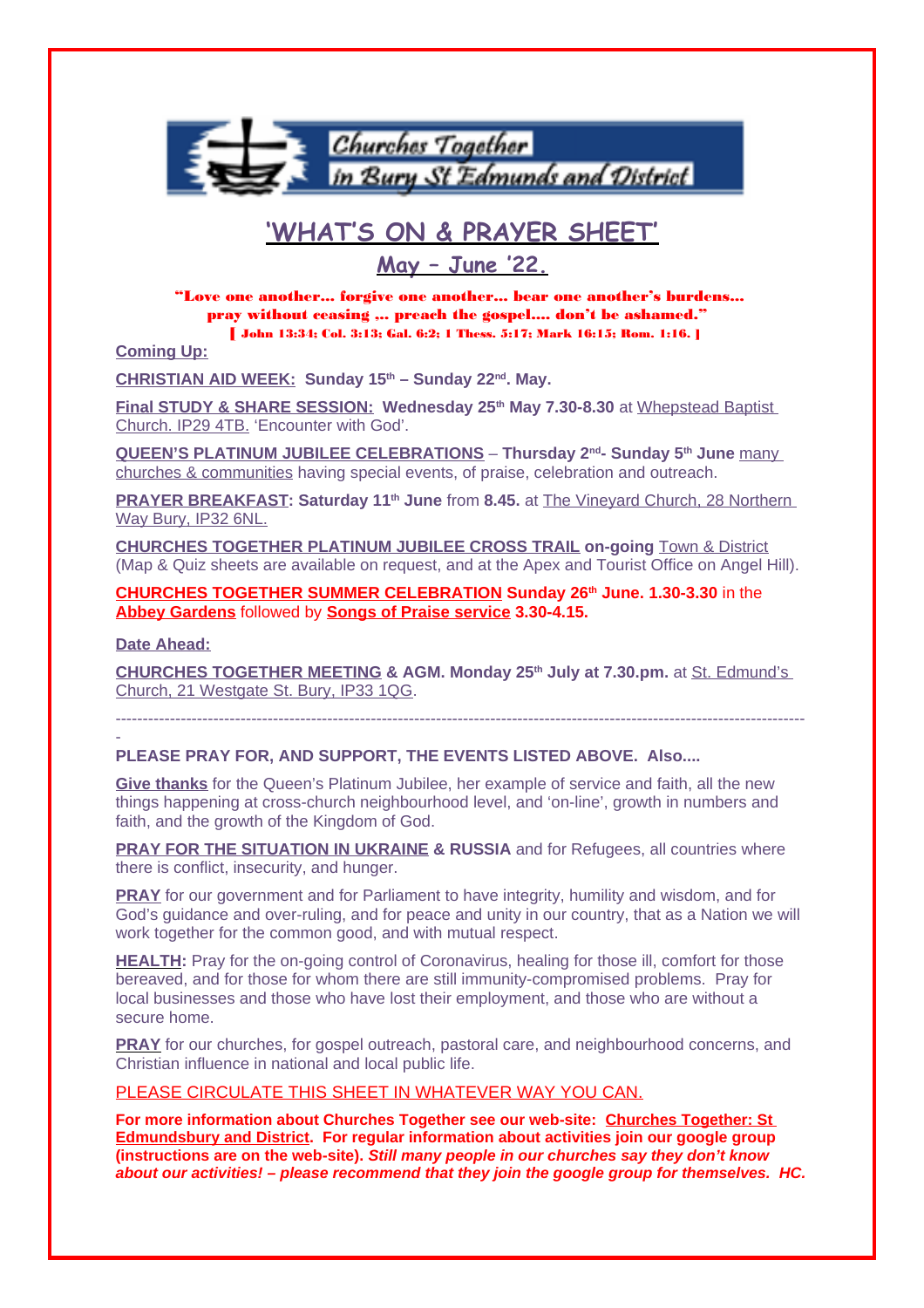Churches Together in Bury St Edmunds and District

# 'WHAT'S ON & PRAYER SHEET'

## May – June '22.

**"Love one another… forgive one another… bear one another's burdens… pray without ceasing … preach the gospel…. don't be ashamed."**
**[ John 13:34; Col. 3:13; Gal. 6:2; 1 Thess. 5:17; Mark 16:15; Rom. 1:16. ]**

**Coming Up:**

**CHRISTIAN AID WEEK: Sunday 15th – Sunday 22nd. May.**

**Final STUDY & SHARE SESSION: Wednesday 25th May 7.30-8.30** at Whepstead Baptist Church. IP29 4TB. 'Encounter with God'.

**QUEEN'S PLATINUM JUBILEE CELEBRATIONS** – **Thursday 2nd- Sunday 5th June** many churches & communities having special events, of praise, celebration and outreach.

**PRAYER BREAKFAST: Saturday 11th June** from **8.45.** at The Vineyard Church, 28 Northern Way Bury, IP32 6NL.

**CHURCHES TOGETHER PLATINUM JUBILEE CROSS TRAIL on-going** Town & District (Map & Quiz sheets are available on request, and at the Apex and Tourist Office on Angel Hill).

**CHURCHES TOGETHER SUMMER CELEBRATION Sunday 26th June. 1.30-3.30** in the **Abbey Gardens** followed by **Songs of Praise service 3.30-4.15.**

**Date Ahead:**

**CHURCHES TOGETHER MEETING & AGM. Monday 25th July at 7.30.pm.** at St. Edmund's Church, 21 Westgate St. Bury, IP33 1QG.

---

**PLEASE PRAY FOR, AND SUPPORT, THE EVENTS LISTED ABOVE. Also....**

**Give thanks** for the Queen's Platinum Jubilee, her example of service and faith, all the new things happening at cross-church neighbourhood level, and 'on-line', growth in numbers and faith, and the growth of the Kingdom of God.

**PRAY FOR THE SITUATION IN UKRAINE & RUSSIA** and for Refugees, all countries where there is conflict, insecurity, and hunger.

**PRAY** for our government and for Parliament to have integrity, humility and wisdom, and for God's guidance and over-ruling, and for peace and unity in our country, that as a Nation we will work together for the common good, and with mutual respect.

**HEALTH:** Pray for the on-going control of Coronavirus, healing for those ill, comfort for those bereaved, and for those for whom there are still immunity-compromised problems. Pray for local businesses and those who have lost their employment, and those who are without a secure home.

**PRAY** for our churches, for gospel outreach, pastoral care, and neighbourhood concerns, and Christian influence in national and local public life.

PLEASE CIRCULATE THIS SHEET IN WHATEVER WAY YOU CAN.

**For more information about Churches Together see our web-site: Churches Together: St Edmundsbury and District. For regular information about activities join our google group (instructions are on the web-site).** ***Still many people in our churches say they don't know about our activities! – please recommend that they join the google group for themselves. HC.***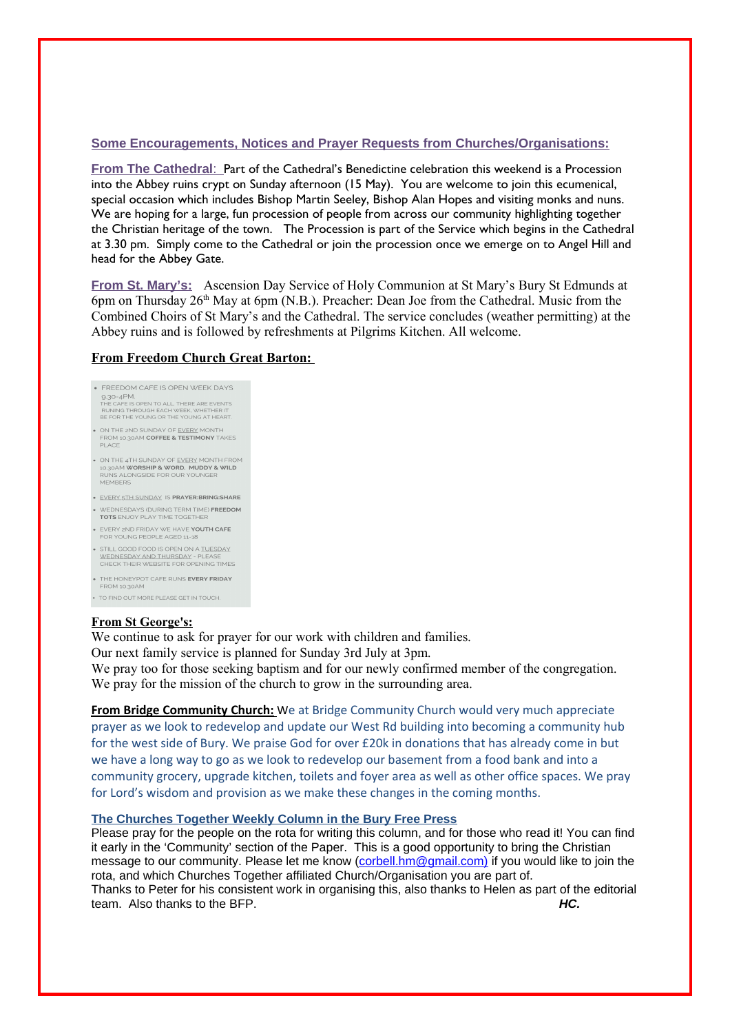## Some Encouragements, Notices and Prayer Requests from Churches/Organisations:

**From The Cathedral**: Part of the Cathedral's Benedictine celebration this weekend is a Procession into the Abbey ruins crypt on Sunday afternoon (15 May). You are welcome to join this ecumenical, special occasion which includes Bishop Martin Seeley, Bishop Alan Hopes and visiting monks and nuns. We are hoping for a large, fun procession of people from across our community highlighting together the Christian heritage of the town. The Procession is part of the Service which begins in the Cathedral at 3.30 pm. Simply come to the Cathedral or join the procession once we emerge on to Angel Hill and head for the Abbey Gate.

**From St. Mary's:** Ascension Day Service of Holy Communion at St Mary's Bury St Edmunds at 6pm on Thursday 26th May at 6pm (N.B.). Preacher: Dean Joe from the Cathedral. Music from the Combined Choirs of St Mary's and the Cathedral. The service concludes (weather permitting) at the Abbey ruins and is followed by refreshments at Pilgrims Kitchen. All welcome.

**From Freedom Church Great Barton:**

- FREEDOM CAFE IS OPEN WEEK DAYS 9.30-4PM. THE CAFE IS OPEN TO ALL. THERE ARE EVENTS RUNING THROUGH EACH WEEK, WHETHER IT BE FOR THE YOUNG OR THE YOUNG AT HEART.
- ON THE 2ND SUNDAY OF EVERY MONTH FROM 10.30AM **COFFEE & TESTIMONY** TAKES PLACE
- ON THE 4TH SUNDAY OF EVERY MONTH FROM 10.30AM **WORSHIP & WORD. MUDDY & WILD** RUNS ALONGSIDE FOR OUR YOUNGER MEMBERS
- EVERY 5TH SUNDAY IS **PRAYER:BRING:SHARE**
- WEDNESDAYS (DURING TERM TIME) **FREEDOM TOTS** ENJOY PLAY TIME TOGETHER
- EVERY 2ND FRIDAY WE HAVE **YOUTH CAFE** FOR YOUNG PEOPLE AGED 11-18
- STILL GOOD FOOD IS OPEN ON A TUESDAY WEDNESDAY AND THURSDAY - PLEASE CHECK THEIR WEBSITE FOR OPENING TIMES
- THE HONEYPOT CAFE RUNS **EVERY FRIDAY** FROM 10.30AM
- TO FIND OUT MORE PLEASE GET IN TOUCH.

**From St George's:**
We continue to ask for prayer for our work with children and families.
Our next family service is planned for Sunday 3rd July at 3pm.
We pray too for those seeking baptism and for our newly confirmed member of the congregation.
We pray for the mission of the church to grow in the surrounding area.

**From Bridge Community Church:** We at Bridge Community Church would very much appreciate prayer as we look to redevelop and update our West Rd building into becoming a community hub for the west side of Bury. We praise God for over £20k in donations that has already come in but we have a long way to go as we look to redevelop our basement from a food bank and into a community grocery, upgrade kitchen, toilets and foyer area as well as other office spaces. We pray for Lord's wisdom and provision as we make these changes in the coming months.

**The Churches Together Weekly Column in the Bury Free Press**
Please pray for the people on the rota for writing this column, and for those who read it! You can find it early in the 'Community' section of the Paper. This is a good opportunity to bring the Christian message to our community. Please let me know (corbell.hm@gmail.com) if you would like to join the rota, and which Churches Together affiliated Church/Organisation you are part of.
Thanks to Peter for his consistent work in organising this, also thanks to Helen as part of the editorial team. Also thanks to the BFP. ***HC.***